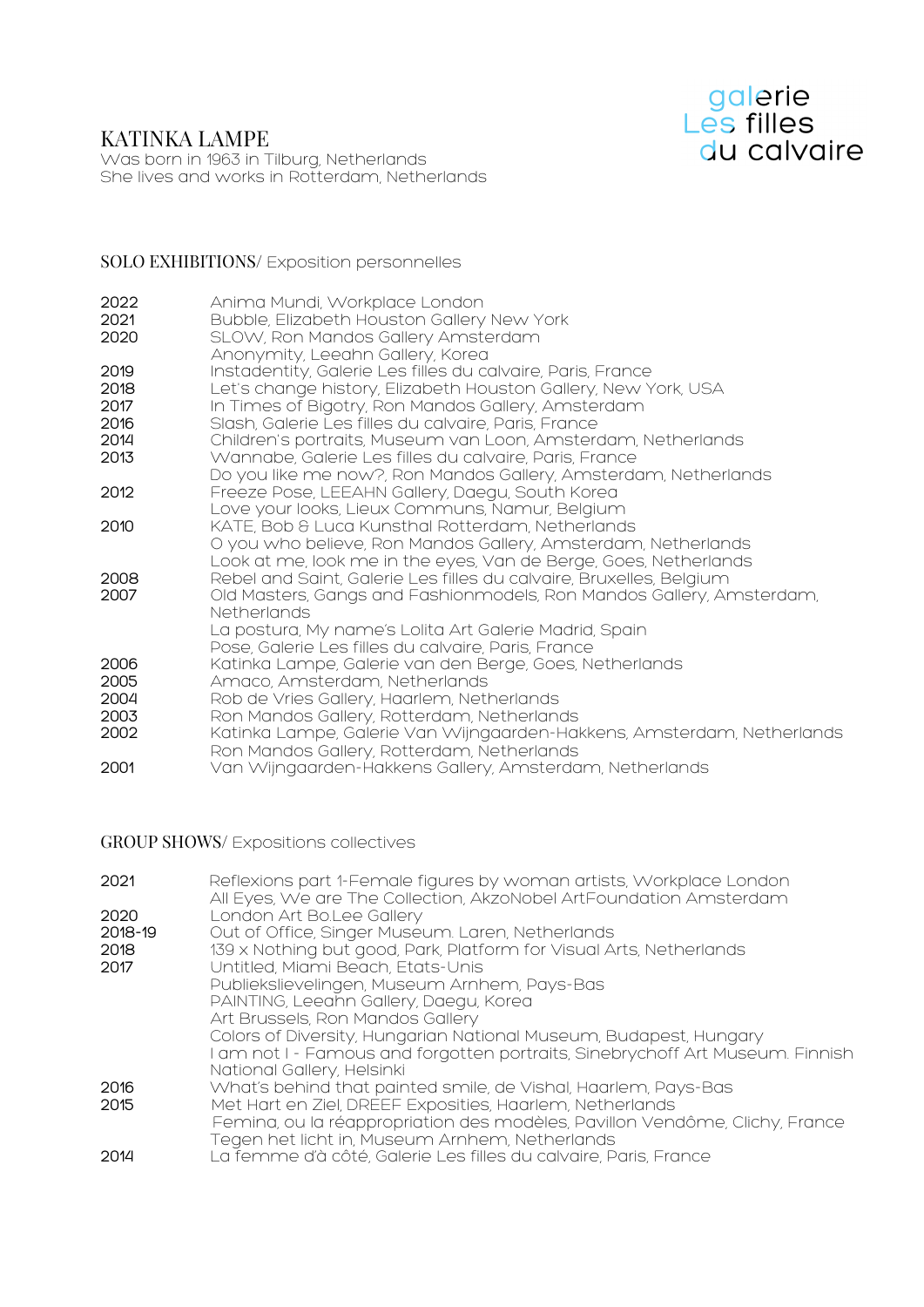galerie
Les filles
du calvaire

# KATINKA LAMPE

Was born in 1963 in Tilburg, Netherlands
She lives and works in Rotterdam, Netherlands

## SOLO EXHIBITIONS/ Exposition personnelles

| | |
|---|---|
| 2022 | Anima Mundi, Workplace London |
| 2021 | Bubble, Elizabeth Houston Gallery New York |
| 2020 | SLOW, Ron Mandos Gallery Amsterdam |
| | Anonymity, Leeahn Gallery, Korea |
| 2019 | Instadentity, Galerie Les filles du calvaire, Paris, France |
| 2018 | Let's change history, Elizabeth Houston Gallery, New York, USA |
| 2017 | In Times of Bigotry, Ron Mandos Gallery, Amsterdam |
| 2016 | Slash, Galerie Les filles du calvaire, Paris, France |
| 2014 | Children's portraits, Museum van Loon, Amsterdam, Netherlands |
| 2013 | Wannabe, Galerie Les filles du calvaire, Paris, France |
| | Do you like me now?, Ron Mandos Gallery, Amsterdam, Netherlands |
| 2012 | Freeze Pose, LEEAHN Gallery, Daegu, South Korea |
| | Love your looks, Lieux Communs, Namur, Belgium |
| 2010 | KATE, Bob & Luca Kunsthal Rotterdam, Netherlands |
| | O you who believe, Ron Mandos Gallery, Amsterdam, Netherlands |
| | Look at me, look me in the eyes, Van de Berge, Goes, Netherlands |
| 2008 | Rebel and Saint, Galerie Les filles du calvaire, Bruxelles, Belgium |
| 2007 | Old Masters, Gangs and Fashionmodels, Ron Mandos Gallery, Amsterdam, Netherlands |
| | La postura, My name's Lolita Art Galerie Madrid, Spain |
| | Pose, Galerie Les filles du calvaire, Paris, France |
| 2006 | Katinka Lampe, Galerie van den Berge, Goes, Netherlands |
| 2005 | Amaco, Amsterdam, Netherlands |
| 2004 | Rob de Vries Gallery, Haarlem, Netherlands |
| 2003 | Ron Mandos Gallery, Rotterdam, Netherlands |
| 2002 | Katinka Lampe, Galerie Van Wijngaarden-Hakkens, Amsterdam, Netherlands |
| | Ron Mandos Gallery, Rotterdam, Netherlands |
| 2001 | Van Wijngaarden-Hakkens Gallery, Amsterdam, Netherlands |

## GROUP SHOWS/ Expositions collectives

| | |
|---|---|
| 2021 | Reflexions part 1-Female figures by woman artists, Workplace London |
| | All Eyes, We are The Collection, AkzoNobel ArtFoundation Amsterdam |
| 2020 | London Art Bo.Lee Gallery |
| 2018-19 | Out of Office, Singer Museum. Laren, Netherlands |
| 2018 | 139 x Nothing but good, Park, Platform for Visual Arts, Netherlands |
| 2017 | Untitled, Miami Beach, Etats-Unis |
| | Publiekslievelingen, Museum Arnhem, Pays-Bas |
| | PAINTING, Leeahn Gallery, Daegu, Korea |
| | Art Brussels, Ron Mandos Gallery |
| | Colors of Diversity, Hungarian National Museum, Budapest, Hungary |
| | I am not I - Famous and forgotten portraits, Sinebrychoff Art Museum. Finnish National Gallery, Helsinki |
| 2016 | What's behind that painted smile, de Vishal, Haarlem, Pays-Bas |
| 2015 | Met Hart en Ziel, DREEF Exposities, Haarlem, Netherlands |
| | Femina, ou la réappropriation des modèles, Pavillon Vendôme, Clichy, France |
| | Tegen het licht in, Museum Arnhem, Netherlands |
| 2014 | La femme d'à côté, Galerie Les filles du calvaire, Paris, France |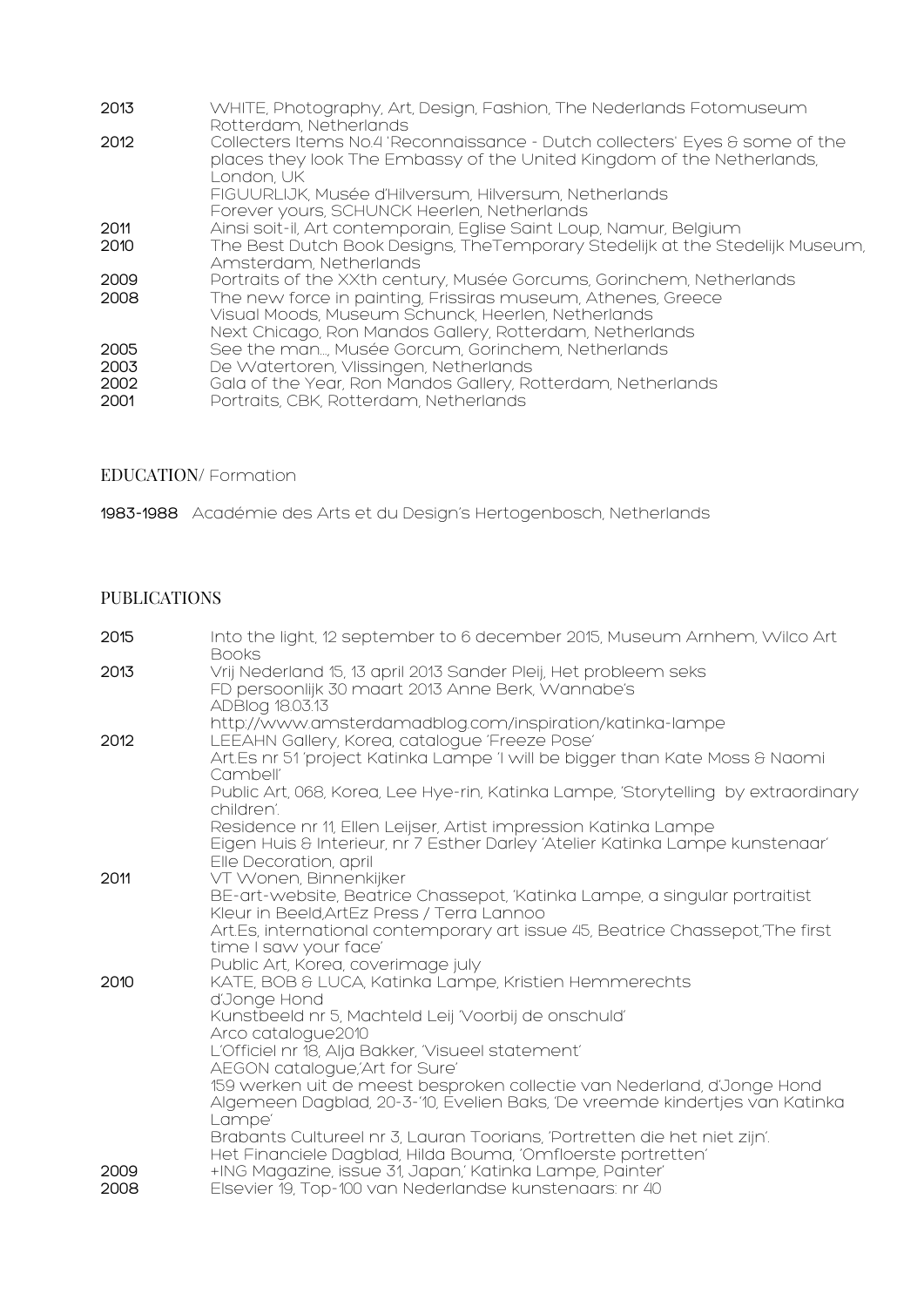| | |
|---|---|
| 2013 | WHITE, Photography, Art, Design, Fashion, The Nederlands Fotomuseum Rotterdam, Netherlands |
| 2012 | Collecters Items No.4 'Reconnaissance - Dutch collecters' Eyes & some of the places they look The Embassy of the United Kingdom of the Netherlands, London, UK |
| | FIGUURLIJK, Musée d'Hilversum, Hilversum, Netherlands |
| | Forever yours, SCHUNCK Heerlen, Netherlands |
| 2011 | Ainsi soit-il, Art contemporain, Eglise Saint Loup, Namur, Belgium |
| 2010 | The Best Dutch Book Designs, TheTemporary Stedelijk at the Stedelijk Museum, Amsterdam, Netherlands |
| 2009 | Portraits of the XXth century, Musée Gorcums, Gorinchem, Netherlands |
| 2008 | The new force in painting, Frissiras museum, Athenes, Greece |
| | Visual Moods, Museum Schunck, Heerlen, Netherlands |
| | Next Chicago, Ron Mandos Gallery, Rotterdam, Netherlands |
| 2005 | See the man..., Musée Gorcum, Gorinchem, Netherlands |
| 2003 | De Watertoren, Vlissingen, Netherlands |
| 2002 | Gala of the Year, Ron Mandos Gallery, Rotterdam, Netherlands |
| 2001 | Portraits, CBK, Rotterdam, Netherlands |

## EDUCATION/ Formation

**1983-1988** Académie des Arts et du Design's Hertogenbosch, Netherlands

## PUBLICATIONS

| | |
|---|---|
| 2015 | Into the light, 12 september to 6 december 2015, Museum Arnhem, Wilco Art Books |
| 2013 | Vrij Nederland 15, 13 april 2013 Sander Pleij, Het probleem seks |
| | FD persoonlijk 30 maart 2013 Anne Berk, Wannabe's |
| | ADBlog 18.03.13 |
| | http://www.amsterdamadblog.com/inspiration/katinka-lampe |
| 2012 | LEEAHN Gallery, Korea, catalogue 'Freeze Pose' |
| | Art.Es nr 51 'project Katinka Lampe 'I will be bigger than Kate Moss & Naomi Cambell' |
| | Public Art, 068, Korea, Lee Hye-rin, Katinka Lampe, 'Storytelling by extraordinary children'. |
| | Residence nr 11, Ellen Leijser, Artist impression Katinka Lampe |
| | Eigen Huis & Interieur, nr 7 Esther Darley 'Atelier Katinka Lampe kunstenaar' |
| | Elle Decoration, april |
| 2011 | VT Wonen, Binnenkijker |
| | BE-art-website, Beatrice Chassepot, 'Katinka Lampe, a singular portraitist |
| | Kleur in Beeld,ArtEz Press / Terra Lannoo |
| | Art.Es, international contemporary art issue 45, Beatrice Chassepot,'The first time I saw your face' |
| | Public Art, Korea, coverimage july |
| 2010 | KATE, BOB & LUCA, Katinka Lampe, Kristien Hemmerechts |
| | d'Jonge Hond |
| | Kunstbeeld nr 5, Machteld Leij 'Voorbij de onschuld' |
| | Arco catalogue2010 |
| | L'Officiel nr 18, Alja Bakker, 'Visueel statement' |
| | AEGON catalogue,'Art for Sure' |
| | 159 werken uit de meest besproken collectie van Nederland, d'Jonge Hond |
| | Algemeen Dagblad, 20-3-'10, Evelien Baks, 'De vreemde kindertjes van Katinka Lampe' |
| | Brabants Cultureel nr 3, Lauran Toorians, 'Portretten die het niet zijn'. |
| | Het Financiele Dagblad, Hilda Bouma, 'Omfloerste portretten' |
| 2009 | +ING Magazine, issue 31, Japan,' Katinka Lampe, Painter' |
| 2008 | Elsevier 19, Top-100 van Nederlandse kunstenaars: nr 40 |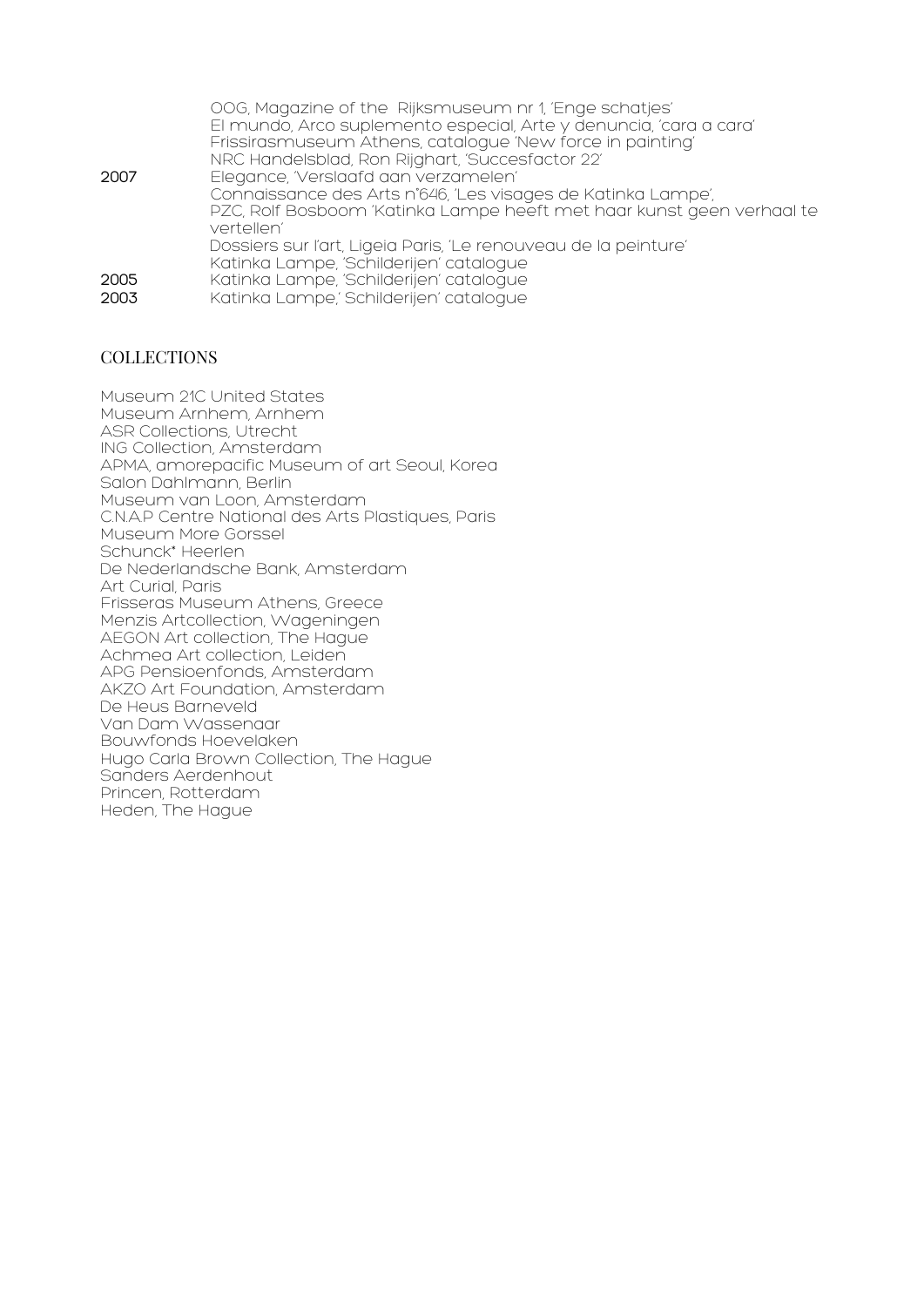| | |
|---|---|
| | OOG, Magazine of the Rijksmuseum nr 1, 'Enge schatjes' |
| | El mundo, Arco suplemento especial, Arte y denuncia, 'cara a cara' |
| | Frissirasmuseum Athens, catalogue 'New force in painting' |
| | NRC Handelsblad, Ron Rijghart, 'Succesfactor 22' |
| 2007 | Elegance, 'Verslaafd aan verzamelen' |
| | Connaissance des Arts n°646, 'Les visages de Katinka Lampe', |
| | PZC, Rolf Bosboom 'Katinka Lampe heeft met haar kunst geen verhaal te vertellen' |
| | Dossiers sur l'art, Ligeia Paris, 'Le renouveau de la peinture' |
| | Katinka Lampe, 'Schilderijen' catalogue |
| 2005 | Katinka Lampe, 'Schilderijen' catalogue |
| 2003 | Katinka Lampe,' Schilderijen' catalogue |

## COLLECTIONS

Museum 21C United States
Museum Arnhem, Arnhem
ASR Collections, Utrecht
ING Collection, Amsterdam
APMA, amorepacific Museum of art Seoul, Korea
Salon Dahlmann, Berlin
Museum van Loon, Amsterdam
C.N.A.P Centre National des Arts Plastiques, Paris
Museum More Gorssel
Schunck* Heerlen
De Nederlandsche Bank, Amsterdam
Art Curial, Paris
Frisseras Museum Athens, Greece
Menzis Artcollection, Wageningen
AEGON Art collection, The Hague
Achmea Art collection, Leiden
APG Pensioenfonds, Amsterdam
AKZO Art Foundation, Amsterdam
De Heus Barneveld
Van Dam Wassenaar
Bouwfonds Hoevelaken
Hugo Carla Brown Collection, The Hague
Sanders Aerdenhout
Princen, Rotterdam
Heden, The Hague